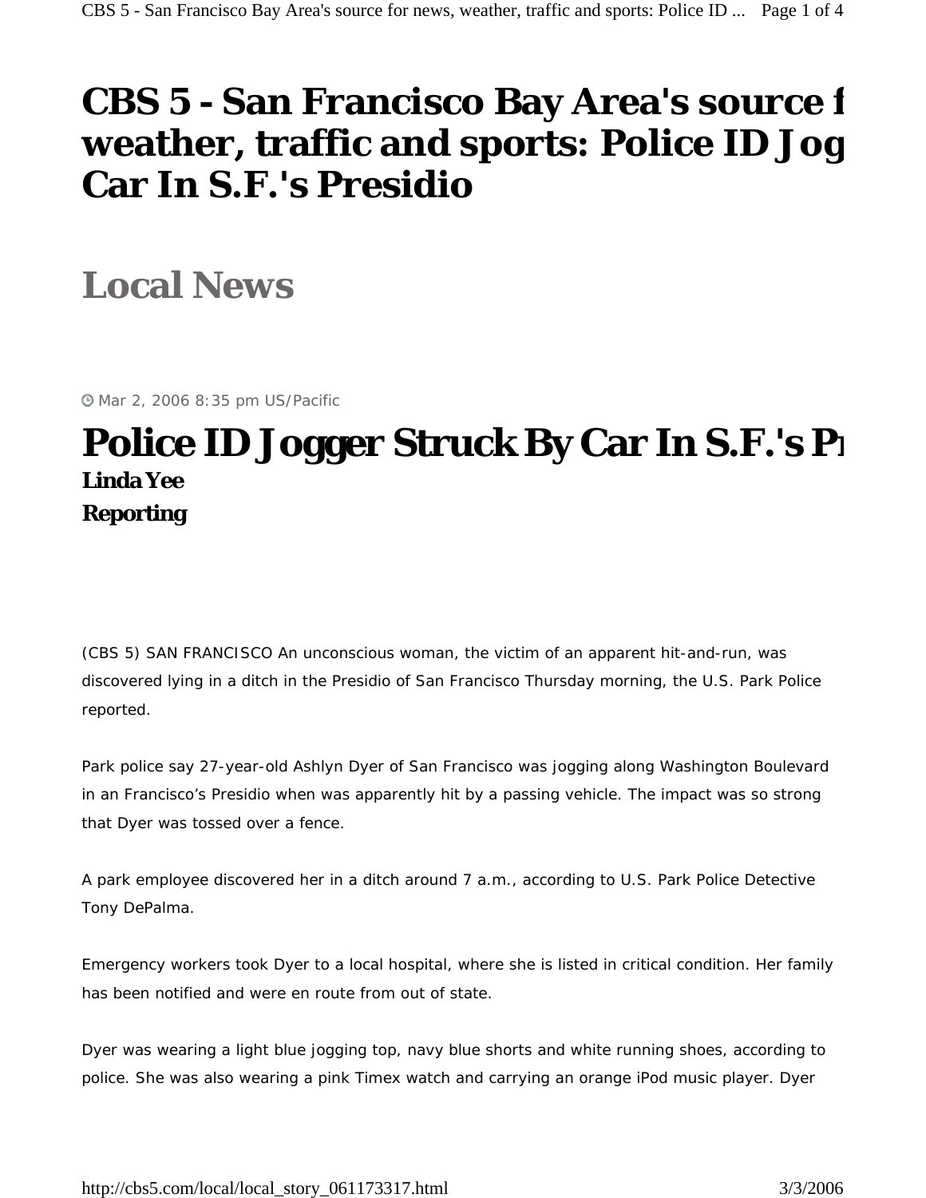# CBS 5 - San Francisco Bay Area's source f weather, traffic and sports: Police ID Jog Car In S.F.'s Presidio

## Local News

Mar 2, 2006 8:35 pm US/Pacific

# Police ID Jogger Struck By Car In S.F.'s Pr

***Linda Yee***
***Reporting***

(CBS 5) SAN FRANCISCO An unconscious woman, the victim of an apparent hit-and-run, was discovered lying in a ditch in the Presidio of San Francisco Thursday morning, the U.S. Park Police reported.

Park police say 27-year-old Ashlyn Dyer of San Francisco was jogging along Washington Boulevard in an Francisco's Presidio when was apparently hit by a passing vehicle. The impact was so strong that Dyer was tossed over a fence.

A park employee discovered her in a ditch around 7 a.m., according to U.S. Park Police Detective Tony DePalma.

Emergency workers took Dyer to a local hospital, where she is listed in critical condition. Her family has been notified and were en route from out of state.

Dyer was wearing a light blue jogging top, navy blue shorts and white running shoes, according to police. She was also wearing a pink Timex watch and carrying an orange iPod music player. Dyer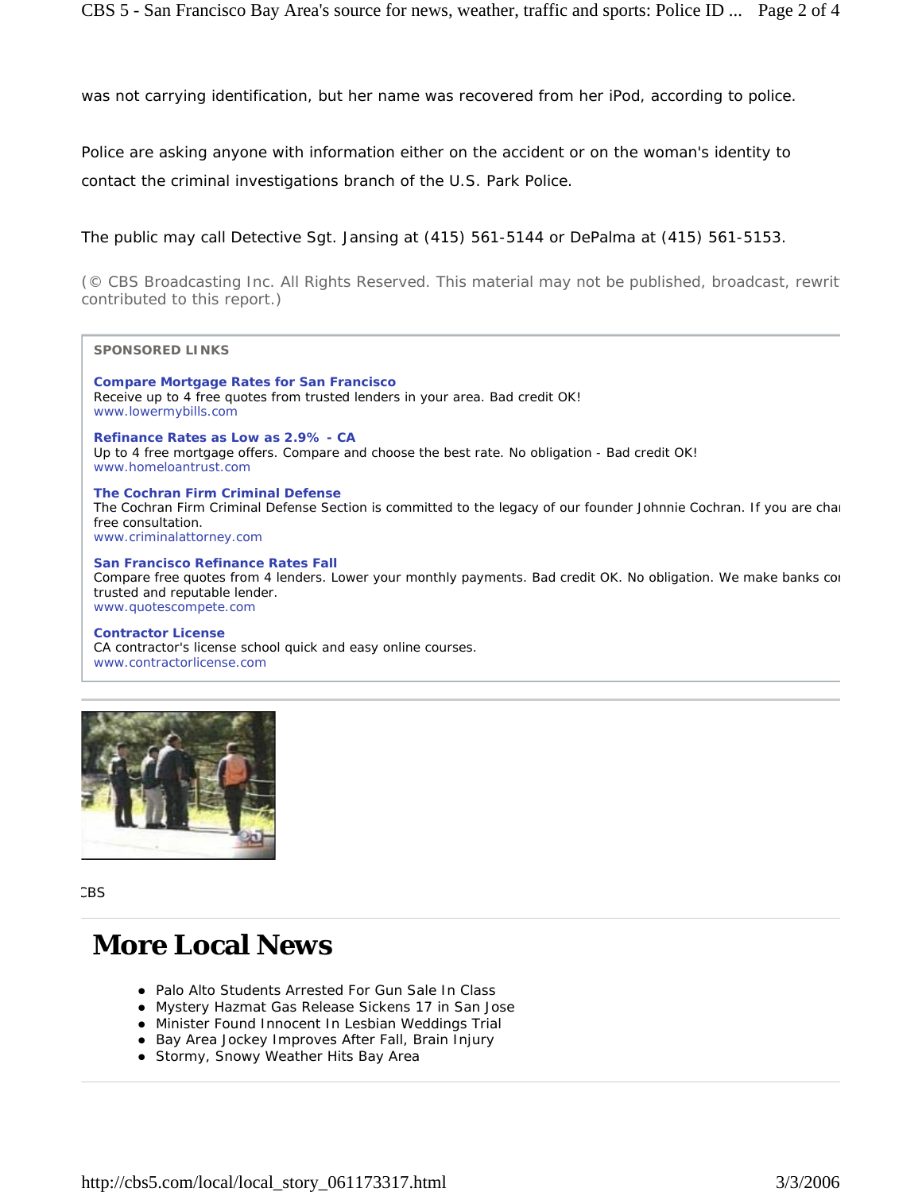was not carrying identification, but her name was recovered from her iPod, according to police.

Police are asking anyone with information either on the accident or on the woman's identity to contact the criminal investigations branch of the U.S. Park Police.

The public may call Detective Sgt. Jansing at (415) 561-5144 or DePalma at (415) 561-5153.

(© CBS Broadcasting Inc. All Rights Reserved. This material may not be published, broadcast, rewrit contributed to this report.)

**SPONSORED LINKS**

**Compare Mortgage Rates for San Francisco**
Receive up to 4 free quotes from trusted lenders in your area. Bad credit OK!
www.lowermybills.com

**Refinance Rates as Low as 2.9% - CA**
Up to 4 free mortgage offers. Compare and choose the best rate. No obligation - Bad credit OK!
www.homeloantrust.com

**The Cochran Firm Criminal Defense**
The Cochran Firm Criminal Defense Section is committed to the legacy of our founder Johnnie Cochran. If you are cha free consultation.
www.criminalattorney.com

**San Francisco Refinance Rates Fall**
Compare free quotes from 4 lenders. Lower your monthly payments. Bad credit OK. No obligation. We make banks co trusted and reputable lender.
www.quotescompete.com

**Contractor License**
CA contractor's license school quick and easy online courses.
www.contractorlicense.com

CBS

# More Local News

- Palo Alto Students Arrested For Gun Sale In Class
- Mystery Hazmat Gas Release Sickens 17 in San Jose
- Minister Found Innocent In Lesbian Weddings Trial
- Bay Area Jockey Improves After Fall, Brain Injury
- Stormy, Snowy Weather Hits Bay Area